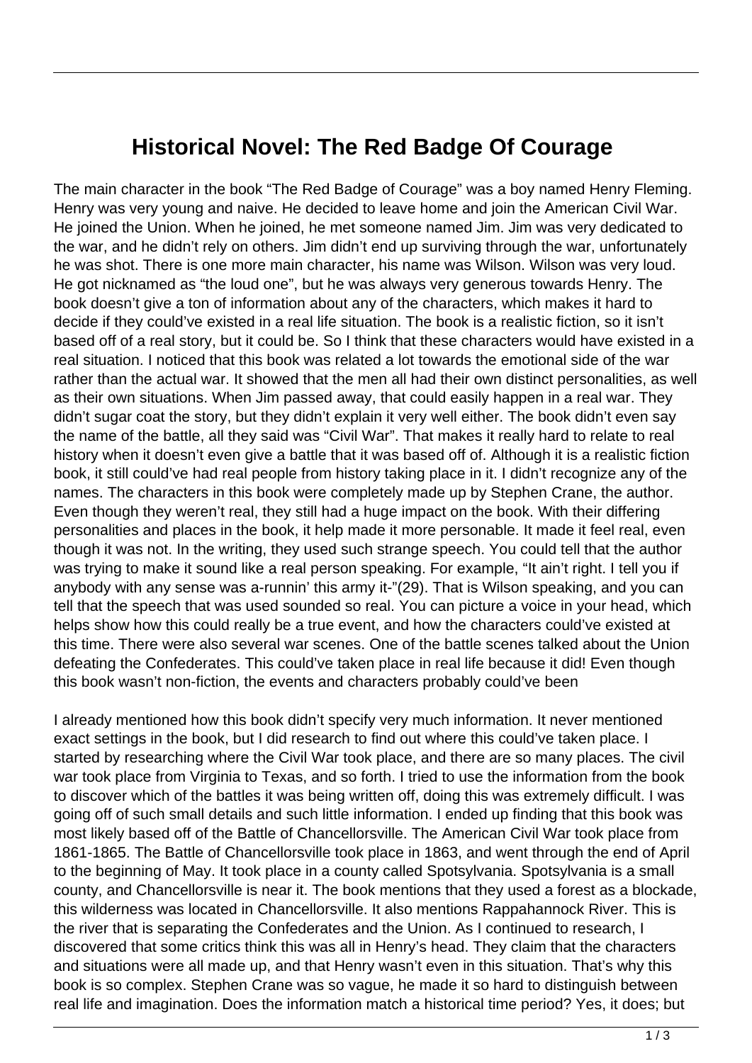# Historical Novel: The Red Badge Of Courage

The main character in the book "The Red Badge of Courage" was a boy named Henry Fleming. Henry was very young and naive. He decided to leave home and join the American Civil War. He joined the Union. When he joined, he met someone named Jim. Jim was very dedicated to the war, and he didn't rely on others. Jim didn't end up surviving through the war, unfortunately he was shot. There is one more main character, his name was Wilson. Wilson was very loud. He got nicknamed as "the loud one", but he was always very generous towards Henry. The book doesn't give a ton of information about any of the characters, which makes it hard to decide if they could've existed in a real life situation. The book is a realistic fiction, so it isn't based off of a real story, but it could be. So I think that these characters would have existed in a real situation. I noticed that this book was related a lot towards the emotional side of the war rather than the actual war. It showed that the men all had their own distinct personalities, as well as their own situations. When Jim passed away, that could easily happen in a real war. They didn't sugar coat the story, but they didn't explain it very well either. The book didn't even say the name of the battle, all they said was "Civil War". That makes it really hard to relate to real history when it doesn't even give a battle that it was based off of. Although it is a realistic fiction book, it still could've had real people from history taking place in it. I didn't recognize any of the names. The characters in this book were completely made up by Stephen Crane, the author. Even though they weren't real, they still had a huge impact on the book. With their differing personalities and places in the book, it help made it more personable. It made it feel real, even though it was not. In the writing, they used such strange speech. You could tell that the author was trying to make it sound like a real person speaking. For example, "It ain't right. I tell you if anybody with any sense was a-runnin' this army it-"(29). That is Wilson speaking, and you can tell that the speech that was used sounded so real. You can picture a voice in your head, which helps show how this could really be a true event, and how the characters could've existed at this time. There were also several war scenes. One of the battle scenes talked about the Union defeating the Confederates. This could've taken place in real life because it did! Even though this book wasn't non-fiction, the events and characters probably could've been

I already mentioned how this book didn't specify very much information. It never mentioned exact settings in the book, but I did research to find out where this could've taken place. I started by researching where the Civil War took place, and there are so many places. The civil war took place from Virginia to Texas, and so forth. I tried to use the information from the book to discover which of the battles it was being written off, doing this was extremely difficult. I was going off of such small details and such little information. I ended up finding that this book was most likely based off of the Battle of Chancellorsville. The American Civil War took place from 1861-1865. The Battle of Chancellorsville took place in 1863, and went through the end of April to the beginning of May. It took place in a county called Spotsylvania. Spotsylvania is a small county, and Chancellorsville is near it. The book mentions that they used a forest as a blockade, this wilderness was located in Chancellorsville. It also mentions Rappahannock River. This is the river that is separating the Confederates and the Union. As I continued to research, I discovered that some critics think this was all in Henry's head. They claim that the characters and situations were all made up, and that Henry wasn't even in this situation. That's why this book is so complex. Stephen Crane was so vague, he made it so hard to distinguish between real life and imagination. Does the information match a historical time period? Yes, it does; but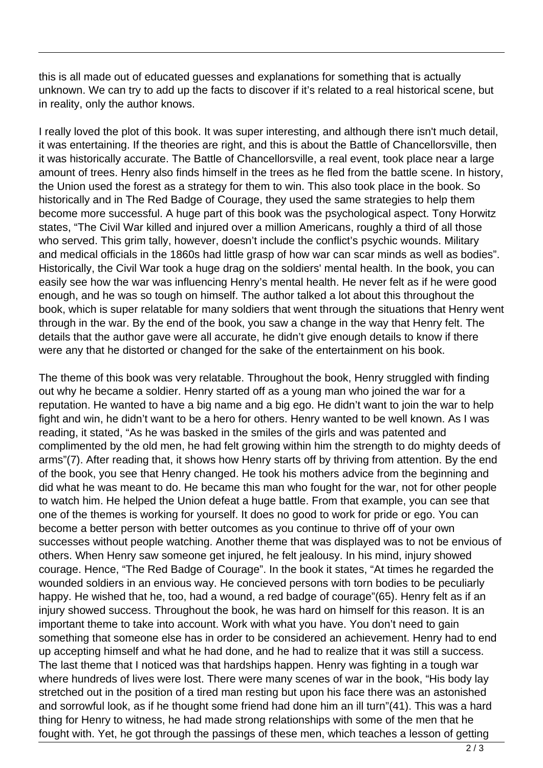this is all made out of educated guesses and explanations for something that is actually unknown. We can try to add up the facts to discover if it's related to a real historical scene, but in reality, only the author knows.

I really loved the plot of this book. It was super interesting, and although there isn't much detail, it was entertaining. If the theories are right, and this is about the Battle of Chancellorsville, then it was historically accurate. The Battle of Chancellorsville, a real event, took place near a large amount of trees. Henry also finds himself in the trees as he fled from the battle scene. In history, the Union used the forest as a strategy for them to win. This also took place in the book. So historically and in The Red Badge of Courage, they used the same strategies to help them become more successful. A huge part of this book was the psychological aspect. Tony Horwitz states, "The Civil War killed and injured over a million Americans, roughly a third of all those who served. This grim tally, however, doesn't include the conflict's psychic wounds. Military and medical officials in the 1860s had little grasp of how war can scar minds as well as bodies". Historically, the Civil War took a huge drag on the soldiers' mental health. In the book, you can easily see how the war was influencing Henry's mental health. He never felt as if he were good enough, and he was so tough on himself. The author talked a lot about this throughout the book, which is super relatable for many soldiers that went through the situations that Henry went through in the war. By the end of the book, you saw a change in the way that Henry felt. The details that the author gave were all accurate, he didn't give enough details to know if there were any that he distorted or changed for the sake of the entertainment on his book.

The theme of this book was very relatable. Throughout the book, Henry struggled with finding out why he became a soldier. Henry started off as a young man who joined the war for a reputation. He wanted to have a big name and a big ego. He didn't want to join the war to help fight and win, he didn't want to be a hero for others. Henry wanted to be well known. As I was reading, it stated, "As he was basked in the smiles of the girls and was patented and complimented by the old men, he had felt growing within him the strength to do mighty deeds of arms"(7). After reading that, it shows how Henry starts off by thriving from attention. By the end of the book, you see that Henry changed. He took his mothers advice from the beginning and did what he was meant to do. He became this man who fought for the war, not for other people to watch him. He helped the Union defeat a huge battle. From that example, you can see that one of the themes is working for yourself. It does no good to work for pride or ego. You can become a better person with better outcomes as you continue to thrive off of your own successes without people watching. Another theme that was displayed was to not be envious of others. When Henry saw someone get injured, he felt jealousy. In his mind, injury showed courage. Hence, "The Red Badge of Courage". In the book it states, "At times he regarded the wounded soldiers in an envious way. He concieved persons with torn bodies to be peculiarly happy. He wished that he, too, had a wound, a red badge of courage"(65). Henry felt as if an injury showed success. Throughout the book, he was hard on himself for this reason. It is an important theme to take into account. Work with what you have. You don't need to gain something that someone else has in order to be considered an achievement. Henry had to end up accepting himself and what he had done, and he had to realize that it was still a success. The last theme that I noticed was that hardships happen. Henry was fighting in a tough war where hundreds of lives were lost. There were many scenes of war in the book, "His body lay stretched out in the position of a tired man resting but upon his face there was an astonished and sorrowful look, as if he thought some friend had done him an ill turn"(41). This was a hard thing for Henry to witness, he had made strong relationships with some of the men that he fought with. Yet, he got through the passings of these men, which teaches a lesson of getting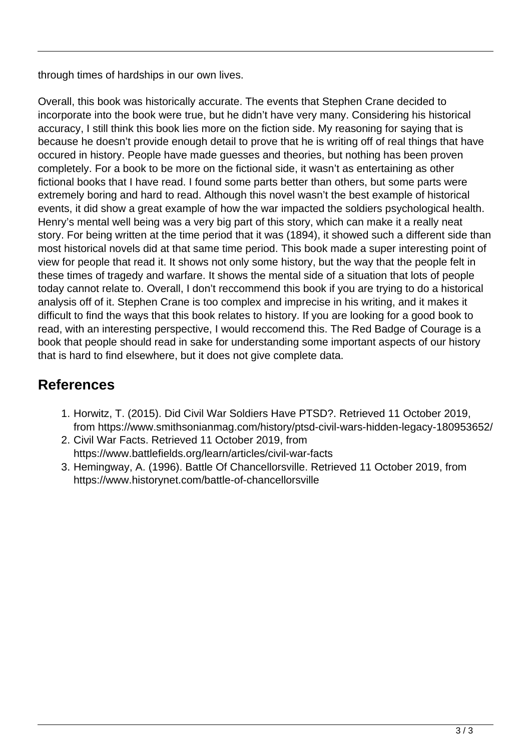through times of hardships in our own lives.

Overall, this book was historically accurate. The events that Stephen Crane decided to incorporate into the book were true, but he didn't have very many. Considering his historical accuracy, I still think this book lies more on the fiction side. My reasoning for saying that is because he doesn't provide enough detail to prove that he is writing off of real things that have occured in history. People have made guesses and theories, but nothing has been proven completely. For a book to be more on the fictional side, it wasn't as entertaining as other fictional books that I have read. I found some parts better than others, but some parts were extremely boring and hard to read. Although this novel wasn't the best example of historical events, it did show a great example of how the war impacted the soldiers psychological health. Henry's mental well being was a very big part of this story, which can make it a really neat story. For being written at the time period that it was (1894), it showed such a different side than most historical novels did at that same time period. This book made a super interesting point of view for people that read it. It shows not only some history, but the way that the people felt in these times of tragedy and warfare. It shows the mental side of a situation that lots of people today cannot relate to. Overall, I don't reccommend this book if you are trying to do a historical analysis off of it. Stephen Crane is too complex and imprecise in his writing, and it makes it difficult to find the ways that this book relates to history. If you are looking for a good book to read, with an interesting perspective, I would reccomend this. The Red Badge of Courage is a book that people should read in sake for understanding some important aspects of our history that is hard to find elsewhere, but it does not give complete data.

## References

1. Horwitz, T. (2015). Did Civil War Soldiers Have PTSD?. Retrieved 11 October 2019, from https://www.smithsonianmag.com/history/ptsd-civil-wars-hidden-legacy-180953652/
2. Civil War Facts. Retrieved 11 October 2019, from https://www.battlefields.org/learn/articles/civil-war-facts
3. Hemingway, A. (1996). Battle Of Chancellorsville. Retrieved 11 October 2019, from https://www.historynet.com/battle-of-chancellorsville